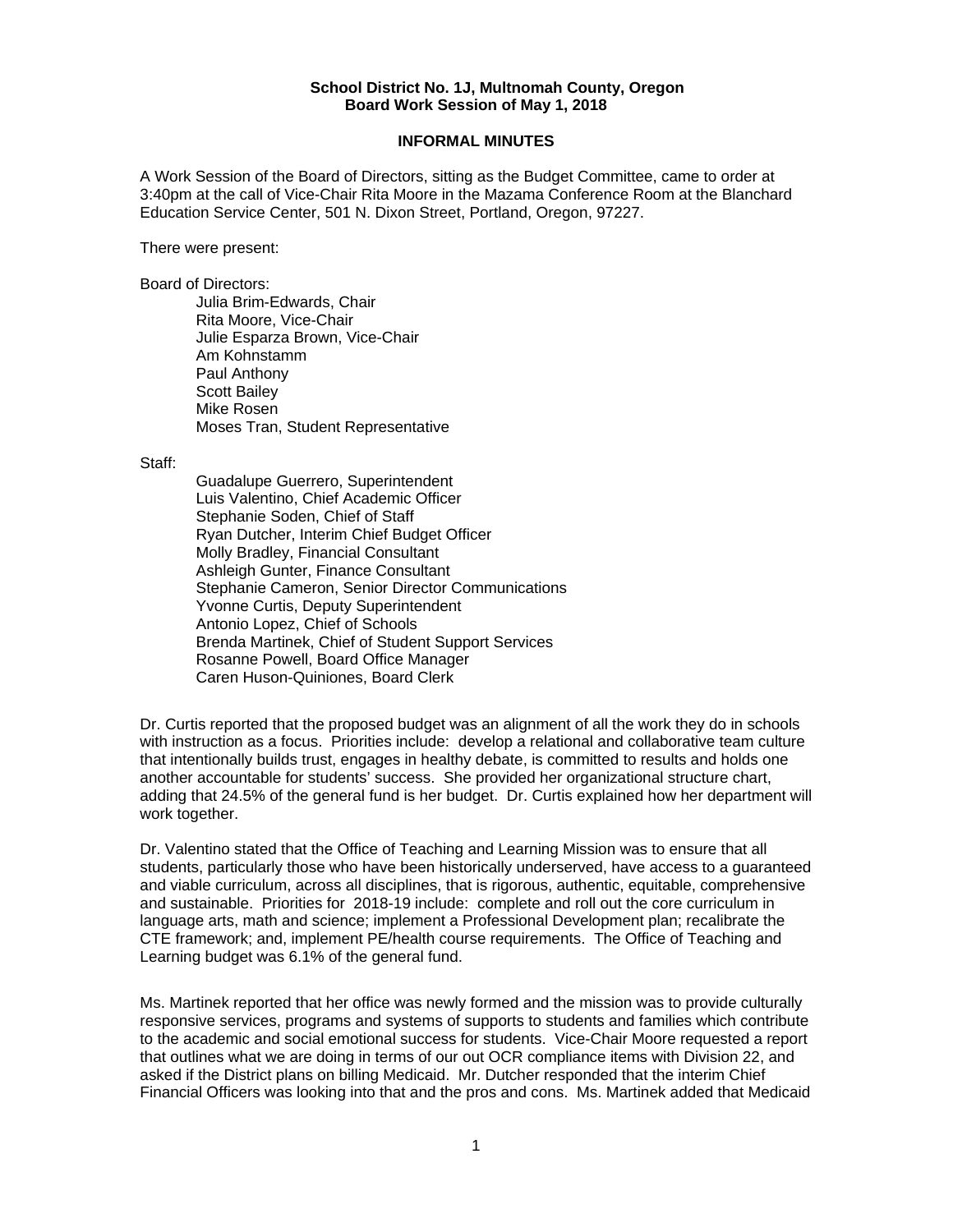**School District No. 1J, Multnomah County, Oregon**
**Board Work Session of May 1, 2018**

**INFORMAL MINUTES**

A Work Session of the Board of Directors, sitting as the Budget Committee, came to order at 3:40pm at the call of Vice-Chair Rita Moore in the Mazama Conference Room at the Blanchard Education Service Center, 501 N. Dixon Street, Portland, Oregon, 97227.

There were present:

Board of Directors:

- Julia Brim-Edwards, Chair
- Rita Moore, Vice-Chair
- Julie Esparza Brown, Vice-Chair
- Am Kohnstamm
- Paul Anthony
- Scott Bailey
- Mike Rosen
- Moses Tran, Student Representative

Staff:

- Guadalupe Guerrero, Superintendent
- Luis Valentino, Chief Academic Officer
- Stephanie Soden, Chief of Staff
- Ryan Dutcher, Interim Chief Budget Officer
- Molly Bradley, Financial Consultant
- Ashleigh Gunter, Finance Consultant
- Stephanie Cameron, Senior Director Communications
- Yvonne Curtis, Deputy Superintendent
- Antonio Lopez, Chief of Schools
- Brenda Martinek, Chief of Student Support Services
- Rosanne Powell, Board Office Manager
- Caren Huson-Quiniones, Board Clerk

Dr. Curtis reported that the proposed budget was an alignment of all the work they do in schools with instruction as a focus. Priorities include: develop a relational and collaborative team culture that intentionally builds trust, engages in healthy debate, is committed to results and holds one another accountable for students' success. She provided her organizational structure chart, adding that 24.5% of the general fund is her budget. Dr. Curtis explained how her department will work together.

Dr. Valentino stated that the Office of Teaching and Learning Mission was to ensure that all students, particularly those who have been historically underserved, have access to a guaranteed and viable curriculum, across all disciplines, that is rigorous, authentic, equitable, comprehensive and sustainable. Priorities for 2018-19 include: complete and roll out the core curriculum in language arts, math and science; implement a Professional Development plan; recalibrate the CTE framework; and, implement PE/health course requirements. The Office of Teaching and Learning budget was 6.1% of the general fund.

Ms. Martinek reported that her office was newly formed and the mission was to provide culturally responsive services, programs and systems of supports to students and families which contribute to the academic and social emotional success for students. Vice-Chair Moore requested a report that outlines what we are doing in terms of our out OCR compliance items with Division 22, and asked if the District plans on billing Medicaid. Mr. Dutcher responded that the interim Chief Financial Officers was looking into that and the pros and cons. Ms. Martinek added that Medicaid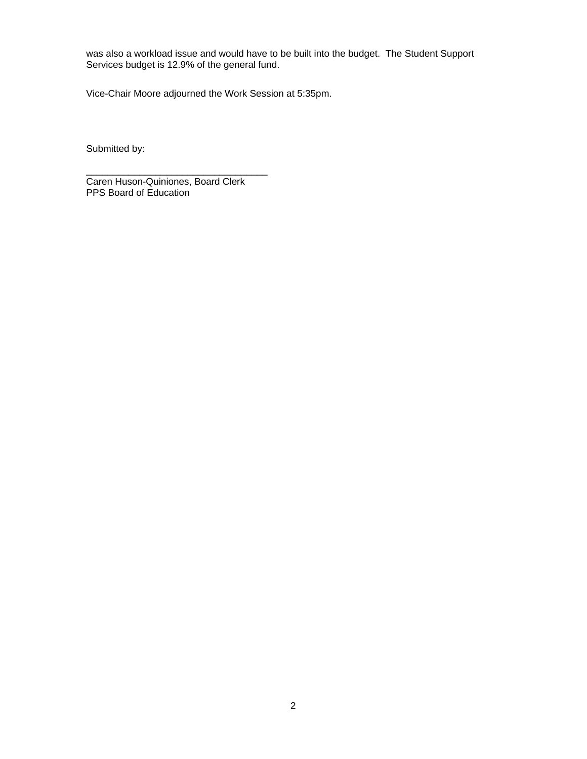was also a workload issue and would have to be built into the budget. The Student Support Services budget is 12.9% of the general fund.

Vice-Chair Moore adjourned the Work Session at 5:35pm.

Submitted by:

___________________________________
Caren Huson-Quiniones, Board Clerk
PPS Board of Education